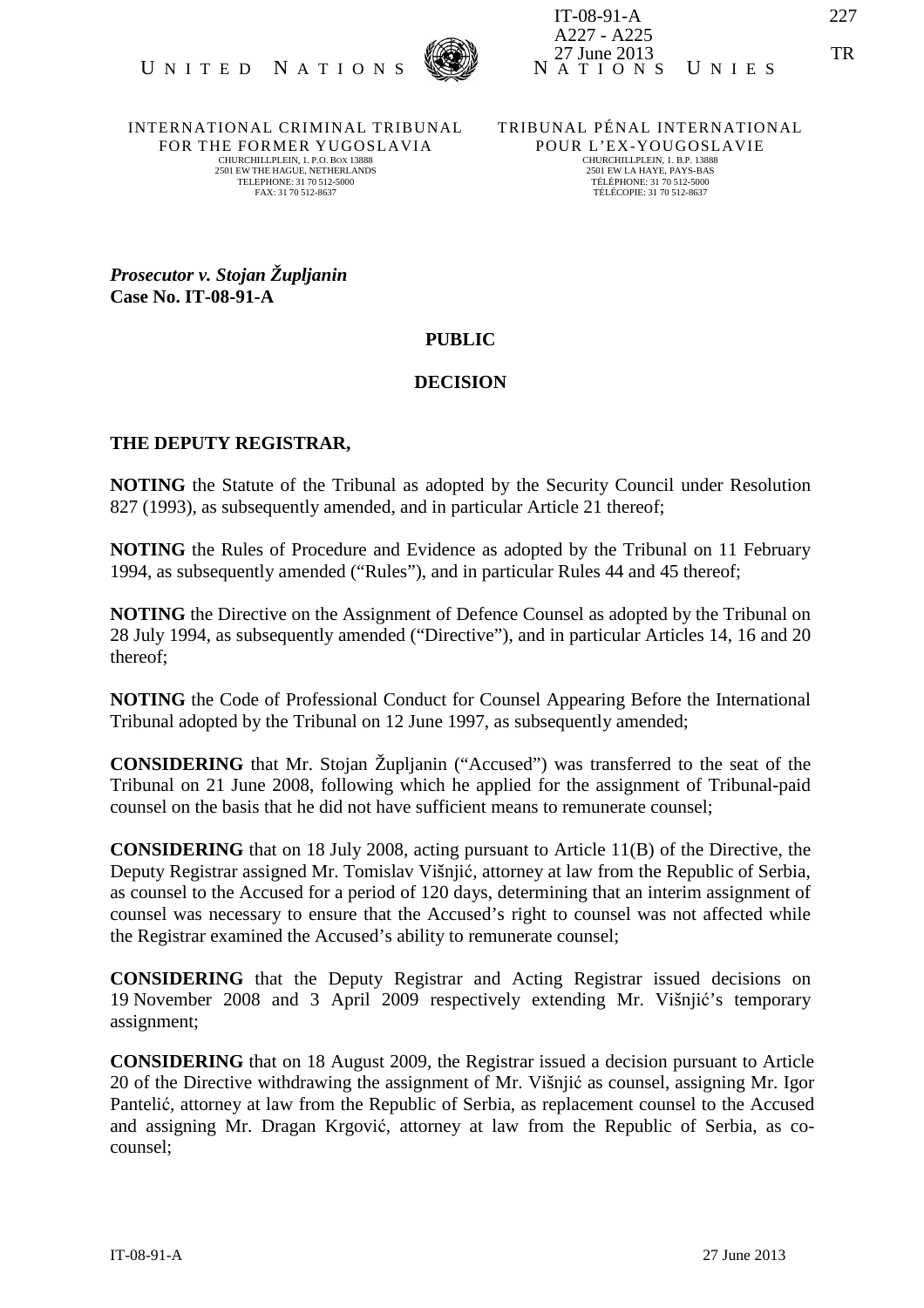UNITED NATIONS — NATIONS UNIES

IT-08-91-A
A227 - A225
27 June 2013

TR

INTERNATIONAL CRIMINAL TRIBUNAL FOR THE FORMER YUGOSLAVIA
CHURCHILLPLEIN, 1. P.O. BOX 13888
2501 EW THE HAGUE, NETHERLANDS
TELEPHONE: 31 70 512-5000
FAX: 31 70 512-8637

TRIBUNAL PÉNAL INTERNATIONAL POUR L'EX-YOUGOSLAVIE
CHURCHILLPLEIN, 1. B.P. 13888
2501 EW LA HAYE, PAYS-BAS
TÉLÉPHONE: 31 70 512-5000
TÉLÉCOPIE: 31 70 512-8637

***Prosecutor v. Stojan Župljanin***
**Case No. IT-08-91-A**

**PUBLIC**

**DECISION**

**THE DEPUTY REGISTRAR,**

**NOTING** the Statute of the Tribunal as adopted by the Security Council under Resolution 827 (1993), as subsequently amended, and in particular Article 21 thereof;

**NOTING** the Rules of Procedure and Evidence as adopted by the Tribunal on 11 February 1994, as subsequently amended ("Rules"), and in particular Rules 44 and 45 thereof;

**NOTING** the Directive on the Assignment of Defence Counsel as adopted by the Tribunal on 28 July 1994, as subsequently amended ("Directive"), and in particular Articles 14, 16 and 20 thereof;

**NOTING** the Code of Professional Conduct for Counsel Appearing Before the International Tribunal adopted by the Tribunal on 12 June 1997, as subsequently amended;

**CONSIDERING** that Mr. Stojan Župljanin ("Accused") was transferred to the seat of the Tribunal on 21 June 2008, following which he applied for the assignment of Tribunal-paid counsel on the basis that he did not have sufficient means to remunerate counsel;

**CONSIDERING** that on 18 July 2008, acting pursuant to Article 11(B) of the Directive, the Deputy Registrar assigned Mr. Tomislav Višnjić, attorney at law from the Republic of Serbia, as counsel to the Accused for a period of 120 days, determining that an interim assignment of counsel was necessary to ensure that the Accused's right to counsel was not affected while the Registrar examined the Accused's ability to remunerate counsel;

**CONSIDERING** that the Deputy Registrar and Acting Registrar issued decisions on 19 November 2008 and 3 April 2009 respectively extending Mr. Višnjić's temporary assignment;

**CONSIDERING** that on 18 August 2009, the Registrar issued a decision pursuant to Article 20 of the Directive withdrawing the assignment of Mr. Višnjić as counsel, assigning Mr. Igor Pantelić, attorney at law from the Republic of Serbia, as replacement counsel to the Accused and assigning Mr. Dragan Krgović, attorney at law from the Republic of Serbia, as co-counsel;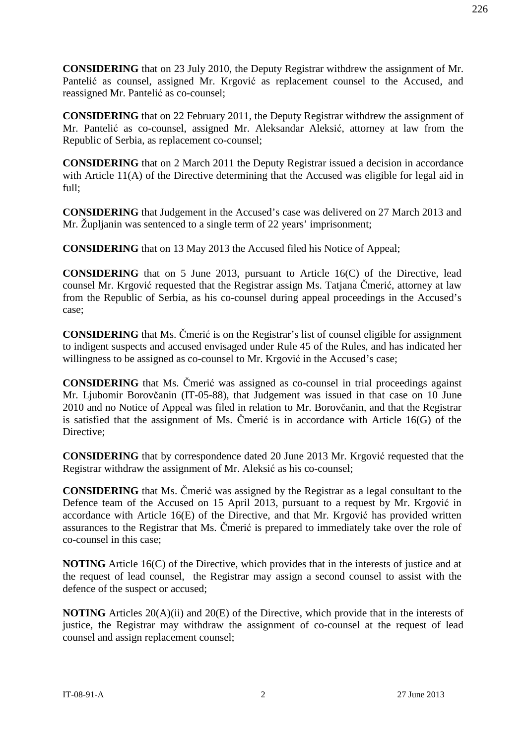**CONSIDERING** that on 23 July 2010, the Deputy Registrar withdrew the assignment of Mr. Pantelić as counsel, assigned Mr. Krgović as replacement counsel to the Accused, and reassigned Mr. Pantelić as co-counsel;

**CONSIDERING** that on 22 February 2011, the Deputy Registrar withdrew the assignment of Mr. Pantelić as co-counsel, assigned Mr. Aleksandar Aleksić, attorney at law from the Republic of Serbia, as replacement co-counsel;

**CONSIDERING** that on 2 March 2011 the Deputy Registrar issued a decision in accordance with Article 11(A) of the Directive determining that the Accused was eligible for legal aid in full;

**CONSIDERING** that Judgement in the Accused's case was delivered on 27 March 2013 and Mr. Župljanin was sentenced to a single term of 22 years' imprisonment;

**CONSIDERING** that on 13 May 2013 the Accused filed his Notice of Appeal;

**CONSIDERING** that on 5 June 2013, pursuant to Article 16(C) of the Directive, lead counsel Mr. Krgović requested that the Registrar assign Ms. Tatjana Čmerić, attorney at law from the Republic of Serbia, as his co-counsel during appeal proceedings in the Accused's case;

**CONSIDERING** that Ms. Čmerić is on the Registrar's list of counsel eligible for assignment to indigent suspects and accused envisaged under Rule 45 of the Rules, and has indicated her willingness to be assigned as co-counsel to Mr. Krgović in the Accused's case;

**CONSIDERING** that Ms. Čmerić was assigned as co-counsel in trial proceedings against Mr. Ljubomir Borovčanin (IT-05-88), that Judgement was issued in that case on 10 June 2010 and no Notice of Appeal was filed in relation to Mr. Borovčanin, and that the Registrar is satisfied that the assignment of Ms. Čmerić is in accordance with Article 16(G) of the Directive;

**CONSIDERING** that by correspondence dated 20 June 2013 Mr. Krgović requested that the Registrar withdraw the assignment of Mr. Aleksić as his co-counsel;

**CONSIDERING** that Ms. Čmerić was assigned by the Registrar as a legal consultant to the Defence team of the Accused on 15 April 2013, pursuant to a request by Mr. Krgović in accordance with Article 16(E) of the Directive, and that Mr. Krgović has provided written assurances to the Registrar that Ms. Čmerić is prepared to immediately take over the role of co-counsel in this case;

**NOTING** Article 16(C) of the Directive, which provides that in the interests of justice and at the request of lead counsel, the Registrar may assign a second counsel to assist with the defence of the suspect or accused;

**NOTING** Articles 20(A)(ii) and 20(E) of the Directive, which provide that in the interests of justice, the Registrar may withdraw the assignment of co-counsel at the request of lead counsel and assign replacement counsel;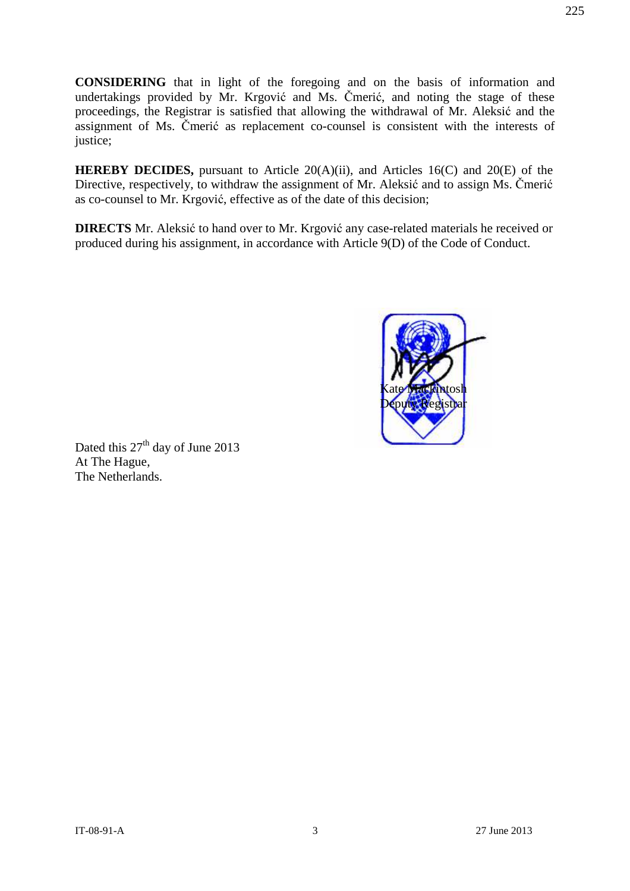**CONSIDERING** that in light of the foregoing and on the basis of information and undertakings provided by Mr. Krgović and Ms. Čmerić, and noting the stage of these proceedings, the Registrar is satisfied that allowing the withdrawal of Mr. Aleksić and the assignment of Ms. Čmerić as replacement co-counsel is consistent with the interests of justice;

**HEREBY DECIDES,** pursuant to Article 20(A)(ii), and Articles 16(C) and 20(E) of the Directive, respectively, to withdraw the assignment of Mr. Aleksić and to assign Ms. Čmerić as co-counsel to Mr. Krgović, effective as of the date of this decision;

**DIRECTS** Mr. Aleksić to hand over to Mr. Krgović any case-related materials he received or produced during his assignment, in accordance with Article 9(D) of the Code of Conduct.

Kate Mackintosh
Deputy Registrar

Dated this 27th day of June 2013
At The Hague,
The Netherlands.